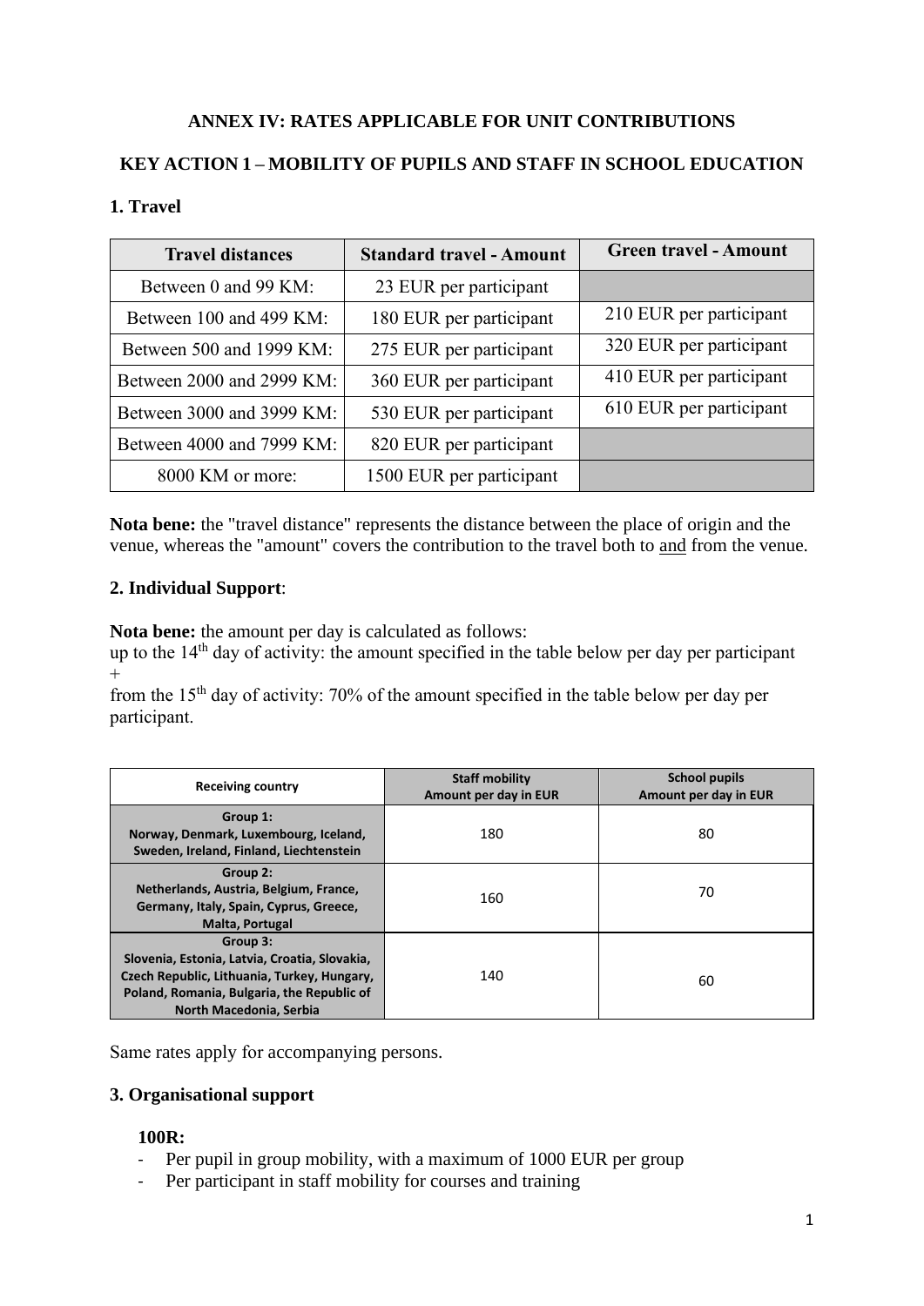**ANNEX IV: RATES APPLICABLE FOR UNIT CONTRIBUTIONS**

**KEY ACTION 1 – MOBILITY OF PUPILS AND STAFF IN SCHOOL EDUCATION**

### 1. Travel

| Travel distances | Standard travel - Amount | Green travel - Amount |
|---|---|---|
| Between 0 and 99 KM: | 23 EUR per participant | |
| Between 100 and 499 KM: | 180 EUR per participant | 210 EUR per participant |
| Between 500 and 1999 KM: | 275 EUR per participant | 320 EUR per participant |
| Between 2000 and 2999 KM: | 360 EUR per participant | 410 EUR per participant |
| Between 3000 and 3999 KM: | 530 EUR per participant | 610 EUR per participant |
| Between 4000 and 7999 KM: | 820 EUR per participant | |
| 8000 KM or more: | 1500 EUR per participant | |

**Nota bene:** the "travel distance" represents the distance between the place of origin and the venue, whereas the "amount" covers the contribution to the travel both to and from the venue.

### 2. Individual Support:

**Nota bene:** the amount per day is calculated as follows:
up to the 14th day of activity: the amount specified in the table below per day per participant
+
from the 15th day of activity: 70% of the amount specified in the table below per day per participant.

| Receiving country | Staff mobility Amount per day in EUR | School pupils Amount per day in EUR |
|---|---|---|
| **Group 1:** Norway, Denmark, Luxembourg, Iceland, Sweden, Ireland, Finland, Liechtenstein | 180 | 80 |
| **Group 2:** Netherlands, Austria, Belgium, France, Germany, Italy, Spain, Cyprus, Greece, Malta, Portugal | 160 | 70 |
| **Group 3:** Slovenia, Estonia, Latvia, Croatia, Slovakia, Czech Republic, Lithuania, Turkey, Hungary, Poland, Romania, Bulgaria, the Republic of North Macedonia, Serbia | 140 | 60 |

Same rates apply for accompanying persons.

### 3. Organisational support

**100R:**

- Per pupil in group mobility, with a maximum of 1000 EUR per group
- Per participant in staff mobility for courses and training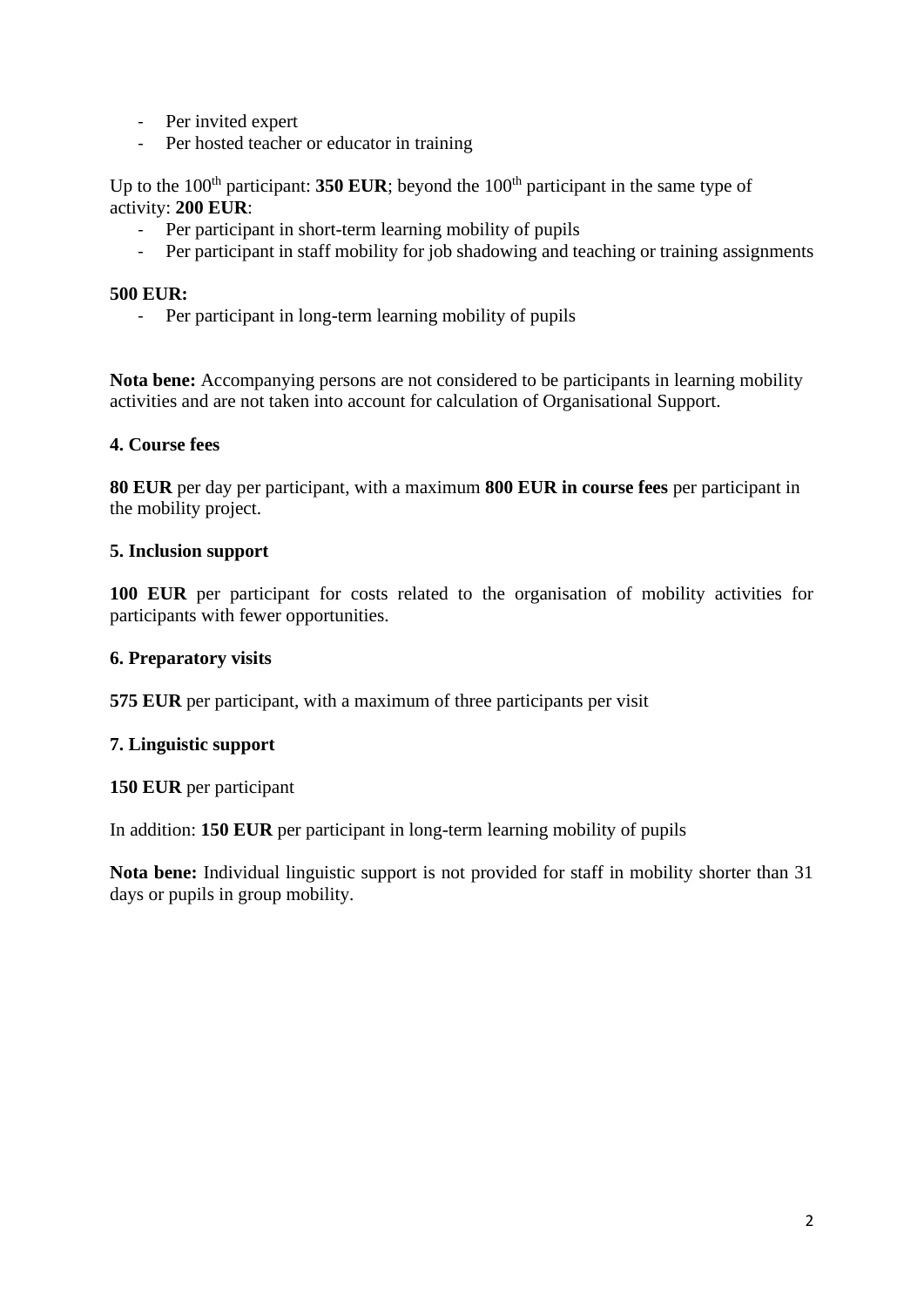- Per invited expert
- Per hosted teacher or educator in training

Up to the 100th participant: **350 EUR**; beyond the 100th participant in the same type of activity: **200 EUR**:

- Per participant in short-term learning mobility of pupils
- Per participant in staff mobility for job shadowing and teaching or training assignments

**500 EUR:**

- Per participant in long-term learning mobility of pupils

**Nota bene:** Accompanying persons are not considered to be participants in learning mobility activities and are not taken into account for calculation of Organisational Support.

**4. Course fees**

**80 EUR** per day per participant, with a maximum **800 EUR in course fees** per participant in the mobility project.

**5. Inclusion support**

**100 EUR** per participant for costs related to the organisation of mobility activities for participants with fewer opportunities.

**6. Preparatory visits**

**575 EUR** per participant, with a maximum of three participants per visit

**7. Linguistic support**

**150 EUR** per participant

In addition: **150 EUR** per participant in long-term learning mobility of pupils

**Nota bene:** Individual linguistic support is not provided for staff in mobility shorter than 31 days or pupils in group mobility.